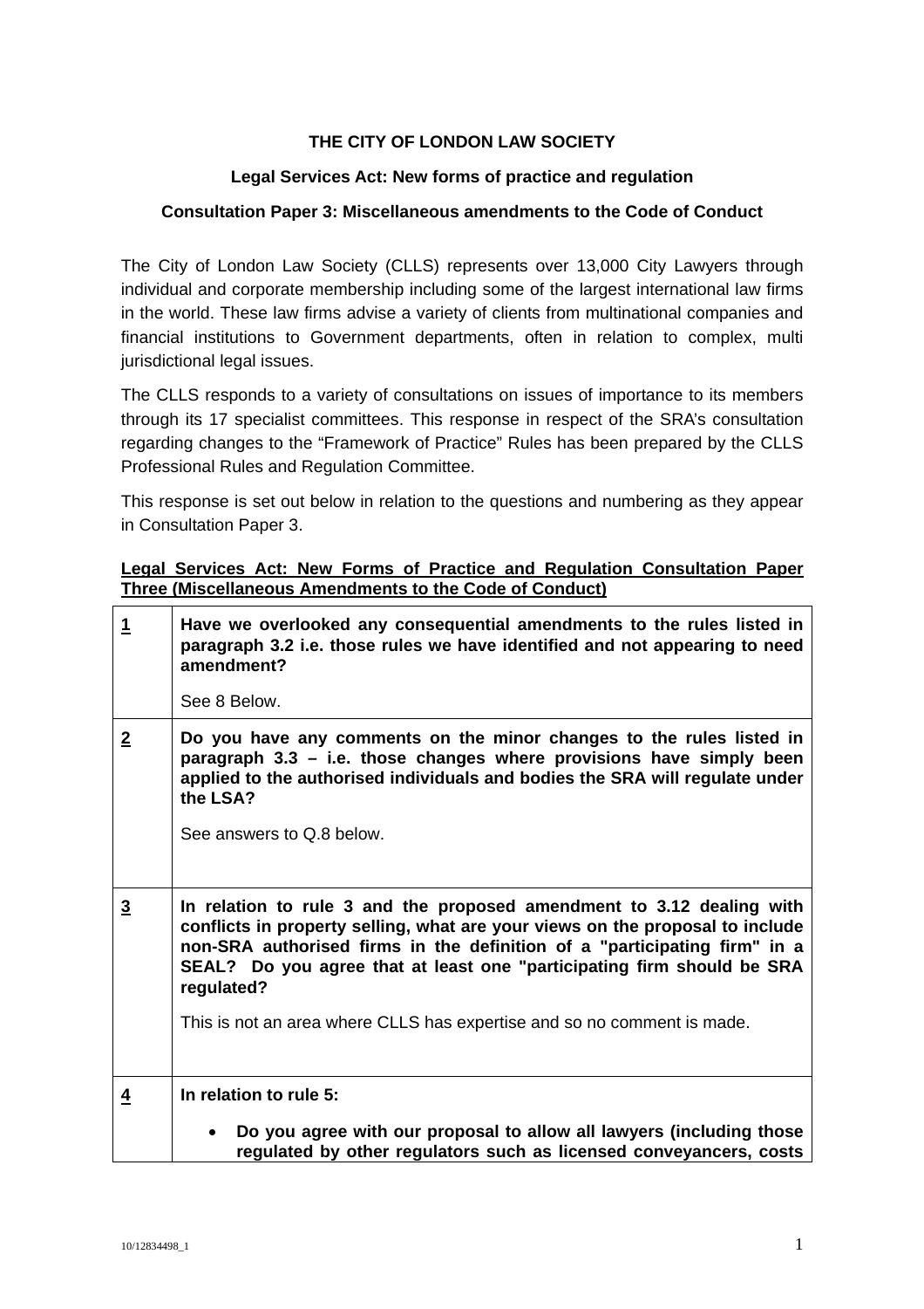**THE CITY OF LONDON LAW SOCIETY**

**Legal Services Act: New forms of practice and regulation**

**Consultation Paper 3: Miscellaneous amendments to the Code of Conduct**

The City of London Law Society (CLLS) represents over 13,000 City Lawyers through individual and corporate membership including some of the largest international law firms in the world. These law firms advise a variety of clients from multinational companies and financial institutions to Government departments, often in relation to complex, multi jurisdictional legal issues.

The CLLS responds to a variety of consultations on issues of importance to its members through its 17 specialist committees. This response in respect of the SRA's consultation regarding changes to the "Framework of Practice" Rules has been prepared by the CLLS Professional Rules and Regulation Committee.

This response is set out below in relation to the questions and numbering as they appear in Consultation Paper 3.

**Legal Services Act: New Forms of Practice and Regulation Consultation Paper Three (Miscellaneous Amendments to the Code of Conduct)**

| | |
|---|---|
| **1** | **Have we overlooked any consequential amendments to the rules listed in paragraph 3.2 i.e. those rules we have identified and not appearing to need amendment?**<br><br>See 8 Below. |
| **2** | **Do you have any comments on the minor changes to the rules listed in paragraph 3.3 – i.e. those changes where provisions have simply been applied to the authorised individuals and bodies the SRA will regulate under the LSA?**<br><br>See answers to Q.8 below. |
| **3** | **In relation to rule 3 and the proposed amendment to 3.12 dealing with conflicts in property selling, what are your views on the proposal to include non-SRA authorised firms in the definition of a "participating firm" in a SEAL? Do you agree that at least one "participating firm should be SRA regulated?**<br><br>This is not an area where CLLS has expertise and so no comment is made. |
| **4** | **In relation to rule 5:**<br><br>• **Do you agree with our proposal to allow all lawyers (including those regulated by other regulators such as licensed conveyancers, costs** |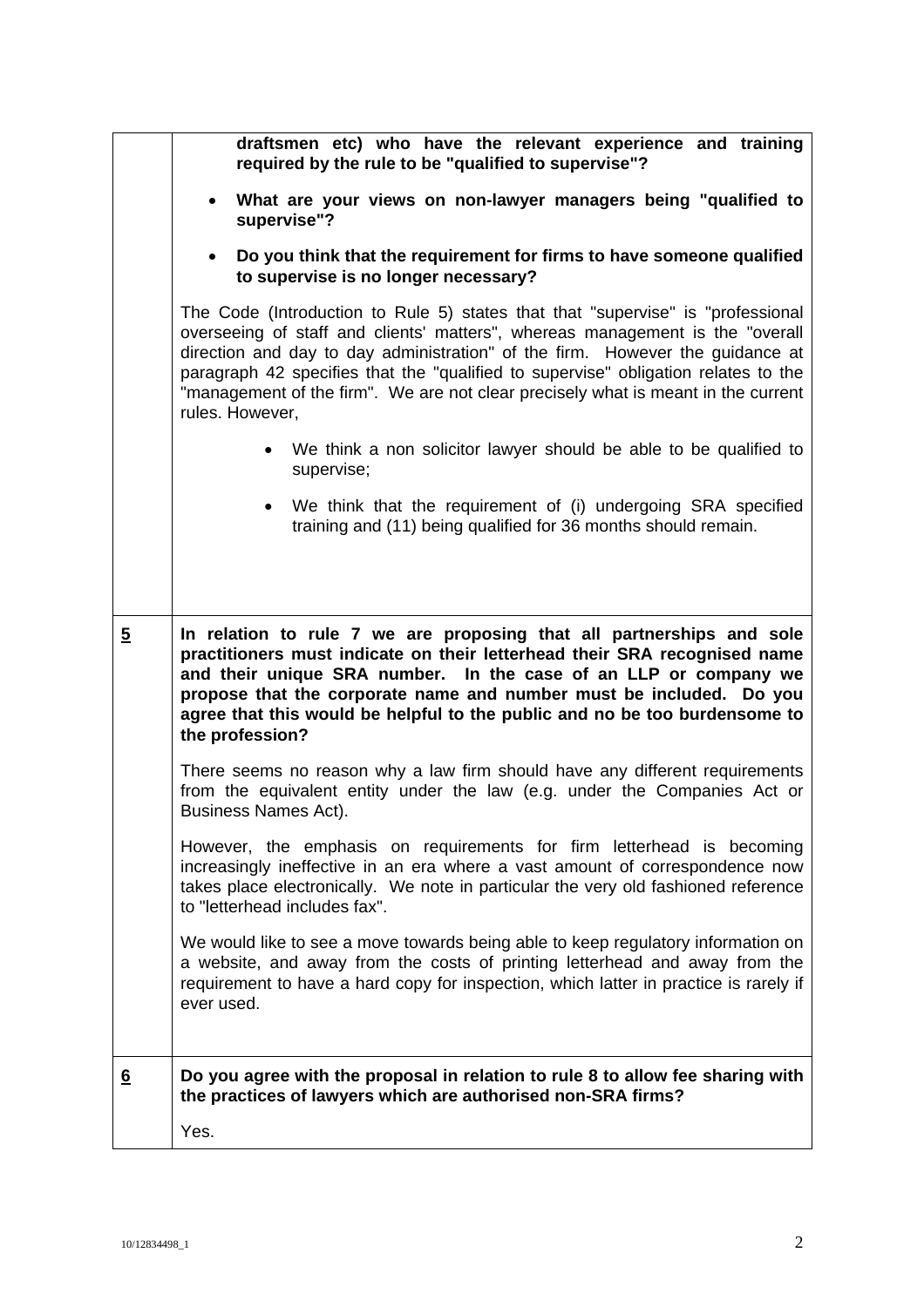| | |
|---|---|
| | **draftsmen etc) who have the relevant experience and training required by the rule to be "qualified to supervise"?**<br>• **What are your views on non-lawyer managers being "qualified to supervise"?**<br>• **Do you think that the requirement for firms to have someone qualified to supervise is no longer necessary?**<br><br>The Code (Introduction to Rule 5) states that that "supervise" is "professional overseeing of staff and clients' matters", whereas management is the "overall direction and day to day administration" of the firm. However the guidance at paragraph 42 specifies that the "qualified to supervise" obligation relates to the "management of the firm". We are not clear precisely what is meant in the current rules. However,<br>• We think a non solicitor lawyer should be able to be qualified to supervise;<br>• We think that the requirement of (i) undergoing SRA specified training and (11) being qualified for 36 months should remain. |
| **5** | **In relation to rule 7 we are proposing that all partnerships and sole practitioners must indicate on their letterhead their SRA recognised name and their unique SRA number. In the case of an LLP or company we propose that the corporate name and number must be included. Do you agree that this would be helpful to the public and no be too burdensome to the profession?**<br><br>There seems no reason why a law firm should have any different requirements from the equivalent entity under the law (e.g. under the Companies Act or Business Names Act).<br><br>However, the emphasis on requirements for firm letterhead is becoming increasingly ineffective in an era where a vast amount of correspondence now takes place electronically. We note in particular the very old fashioned reference to "letterhead includes fax".<br><br>We would like to see a move towards being able to keep regulatory information on a website, and away from the costs of printing letterhead and away from the requirement to have a hard copy for inspection, which latter in practice is rarely if ever used. |
| **6** | **Do you agree with the proposal in relation to rule 8 to allow fee sharing with the practices of lawyers which are authorised non-SRA firms?**<br><br>Yes. |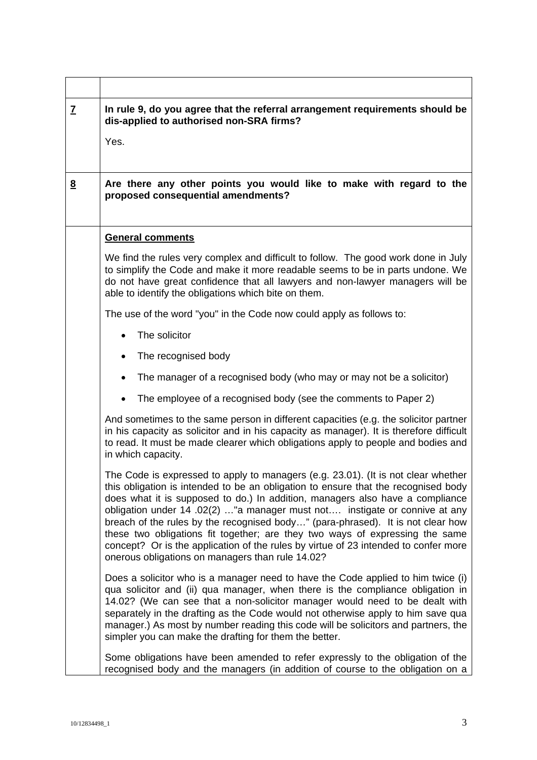| | |
|---|---|
| **7** | **In rule 9, do you agree that the referral arrangement requirements should be dis-applied to authorised non-SRA firms?**<br><br>Yes. |
| **8** | **Are there any other points you would like to make with regard to the proposed consequential amendments?** |

**General comments**

We find the rules very complex and difficult to follow. The good work done in July to simplify the Code and make it more readable seems to be in parts undone. We do not have great confidence that all lawyers and non-lawyer managers will be able to identify the obligations which bite on them.

The use of the word "you" in the Code now could apply as follows to:

- The solicitor
- The recognised body
- The manager of a recognised body (who may or may not be a solicitor)
- The employee of a recognised body (see the comments to Paper 2)

And sometimes to the same person in different capacities (e.g. the solicitor partner in his capacity as solicitor and in his capacity as manager). It is therefore difficult to read. It must be made clearer which obligations apply to people and bodies and in which capacity.

The Code is expressed to apply to managers (e.g. 23.01). (It is not clear whether this obligation is intended to be an obligation to ensure that the recognised body does what it is supposed to do.) In addition, managers also have a compliance obligation under 14 .02(2) …"a manager must not…. instigate or connive at any breach of the rules by the recognised body…" (para-phrased). It is not clear how these two obligations fit together; are they two ways of expressing the same concept? Or is the application of the rules by virtue of 23 intended to confer more onerous obligations on managers than rule 14.02?

Does a solicitor who is a manager need to have the Code applied to him twice (i) qua solicitor and (ii) qua manager, when there is the compliance obligation in 14.02? (We can see that a non-solicitor manager would need to be dealt with separately in the drafting as the Code would not otherwise apply to him save qua manager.) As most by number reading this code will be solicitors and partners, the simpler you can make the drafting for them the better.

Some obligations have been amended to refer expressly to the obligation of the recognised body and the managers (in addition of course to the obligation on a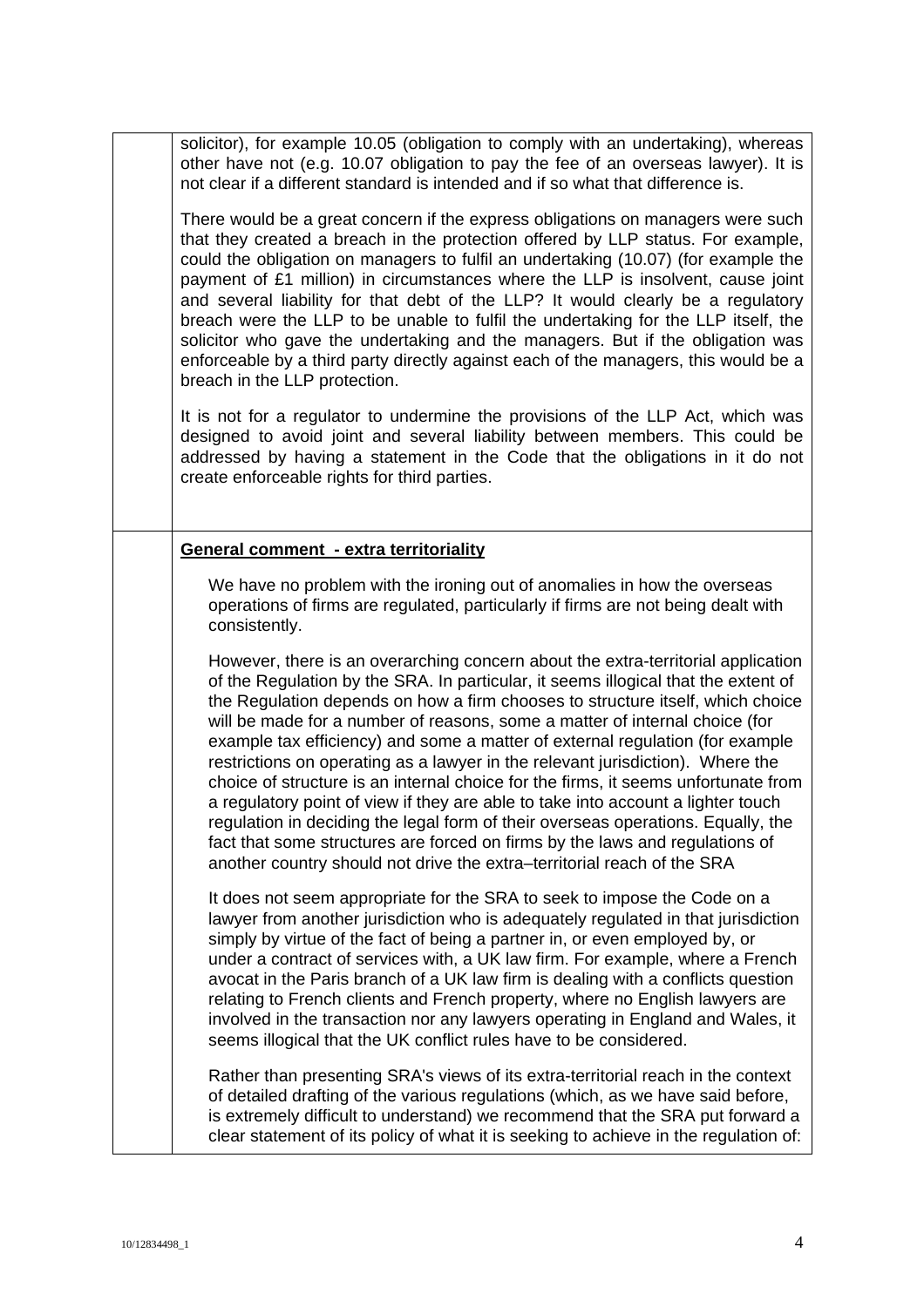solicitor), for example 10.05 (obligation to comply with an undertaking), whereas other have not (e.g. 10.07 obligation to pay the fee of an overseas lawyer). It is not clear if a different standard is intended and if so what that difference is.

There would be a great concern if the express obligations on managers were such that they created a breach in the protection offered by LLP status. For example, could the obligation on managers to fulfil an undertaking (10.07) (for example the payment of £1 million) in circumstances where the LLP is insolvent, cause joint and several liability for that debt of the LLP? It would clearly be a regulatory breach were the LLP to be unable to fulfil the undertaking for the LLP itself, the solicitor who gave the undertaking and the managers. But if the obligation was enforceable by a third party directly against each of the managers, this would be a breach in the LLP protection.

It is not for a regulator to undermine the provisions of the LLP Act, which was designed to avoid joint and several liability between members. This could be addressed by having a statement in the Code that the obligations in it do not create enforceable rights for third parties.

**General comment - extra territoriality**

We have no problem with the ironing out of anomalies in how the overseas operations of firms are regulated, particularly if firms are not being dealt with consistently.

However, there is an overarching concern about the extra-territorial application of the Regulation by the SRA. In particular, it seems illogical that the extent of the Regulation depends on how a firm chooses to structure itself, which choice will be made for a number of reasons, some a matter of internal choice (for example tax efficiency) and some a matter of external regulation (for example restrictions on operating as a lawyer in the relevant jurisdiction). Where the choice of structure is an internal choice for the firms, it seems unfortunate from a regulatory point of view if they are able to take into account a lighter touch regulation in deciding the legal form of their overseas operations. Equally, the fact that some structures are forced on firms by the laws and regulations of another country should not drive the extra–territorial reach of the SRA

It does not seem appropriate for the SRA to seek to impose the Code on a lawyer from another jurisdiction who is adequately regulated in that jurisdiction simply by virtue of the fact of being a partner in, or even employed by, or under a contract of services with, a UK law firm. For example, where a French avocat in the Paris branch of a UK law firm is dealing with a conflicts question relating to French clients and French property, where no English lawyers are involved in the transaction nor any lawyers operating in England and Wales, it seems illogical that the UK conflict rules have to be considered.

Rather than presenting SRA's views of its extra-territorial reach in the context of detailed drafting of the various regulations (which, as we have said before, is extremely difficult to understand) we recommend that the SRA put forward a clear statement of its policy of what it is seeking to achieve in the regulation of: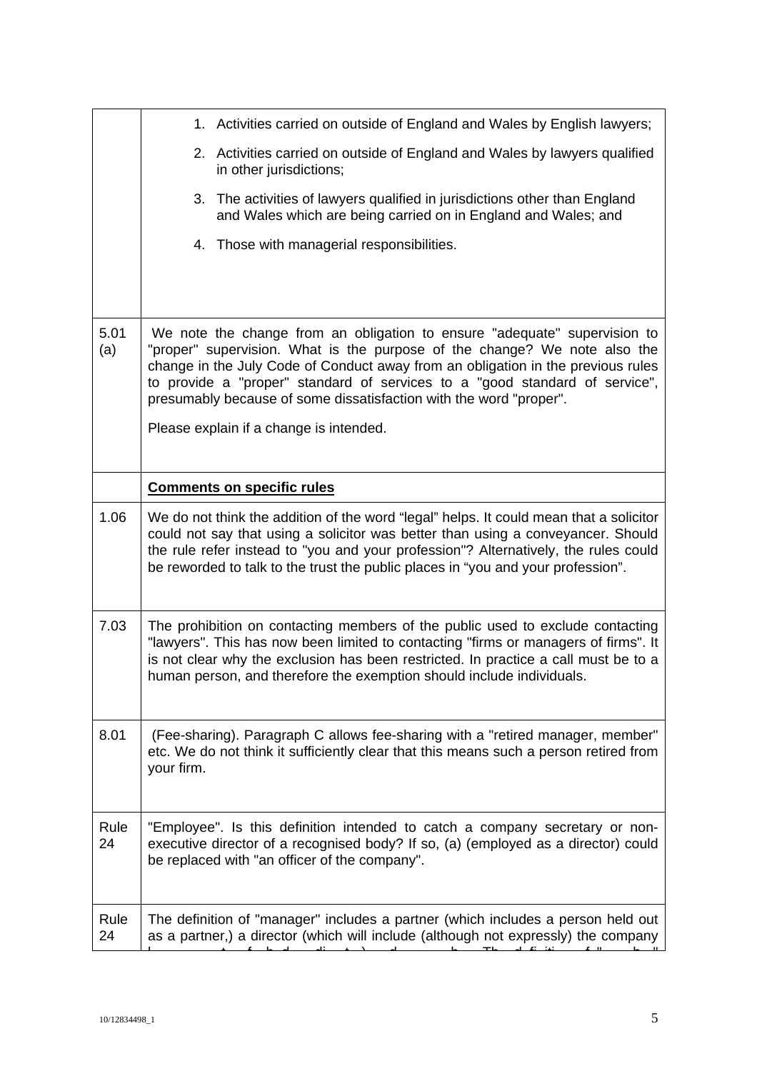| | |
|---|---|
| | 1. Activities carried on outside of England and Wales by English lawyers;<br>2. Activities carried on outside of England and Wales by lawyers qualified in other jurisdictions;<br>3. The activities of lawyers qualified in jurisdictions other than England and Wales which are being carried on in England and Wales; and<br>4. Those with managerial responsibilities. |
| 5.01 (a) | We note the change from an obligation to ensure "adequate" supervision to "proper" supervision. What is the purpose of the change? We note also the change in the July Code of Conduct away from an obligation in the previous rules to provide a "proper" standard of services to a "good standard of service", presumably because of some dissatisfaction with the word "proper".<br><br>Please explain if a change is intended. |
| | **Comments on specific rules** |
| 1.06 | We do not think the addition of the word "legal" helps. It could mean that a solicitor could not say that using a solicitor was better than using a conveyancer. Should the rule refer instead to "you and your profession"? Alternatively, the rules could be reworded to talk to the trust the public places in "you and your profession". |
| 7.03 | The prohibition on contacting members of the public used to exclude contacting "lawyers". This has now been limited to contacting "firms or managers of firms". It is not clear why the exclusion has been restricted. In practice a call must be to a human person, and therefore the exemption should include individuals. |
| 8.01 | (Fee-sharing). Paragraph C allows fee-sharing with a "retired manager, member" etc. We do not think it sufficiently clear that this means such a person retired from your firm. |
| Rule 24 | "Employee". Is this definition intended to catch a company secretary or non-executive director of a recognised body? If so, (a) (employed as a director) could be replaced with "an officer of the company". |
| Rule 24 | The definition of "manager" includes a partner (which includes a person held out as a partner,) a director (which will include (although not expressly) the company |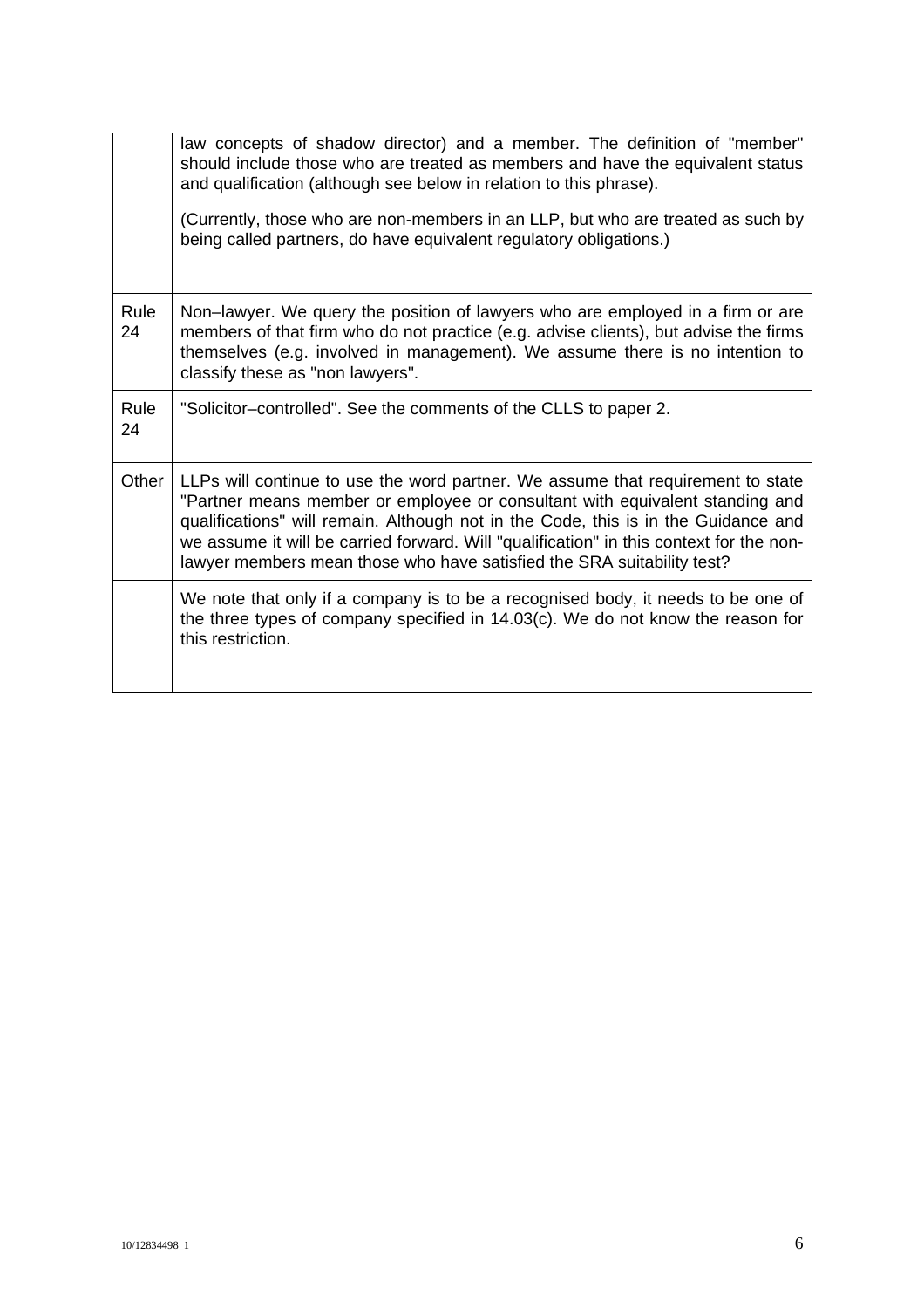| | |
|---|---|
| | law concepts of shadow director) and a member. The definition of "member" should include those who are treated as members and have the equivalent status and qualification (although see below in relation to this phrase).<br><br>(Currently, those who are non-members in an LLP, but who are treated as such by being called partners, do have equivalent regulatory obligations.) |
| Rule 24 | Non–lawyer. We query the position of lawyers who are employed in a firm or are members of that firm who do not practice (e.g. advise clients), but advise the firms themselves (e.g. involved in management). We assume there is no intention to classify these as "non lawyers". |
| Rule 24 | "Solicitor–controlled". See the comments of the CLLS to paper 2. |
| Other | LLPs will continue to use the word partner. We assume that requirement to state "Partner means member or employee or consultant with equivalent standing and qualifications" will remain. Although not in the Code, this is in the Guidance and we assume it will be carried forward. Will "qualification" in this context for the non-lawyer members mean those who have satisfied the SRA suitability test? |
| | We note that only if a company is to be a recognised body, it needs to be one of the three types of company specified in 14.03(c). We do not know the reason for this restriction. |

10/12834498_1